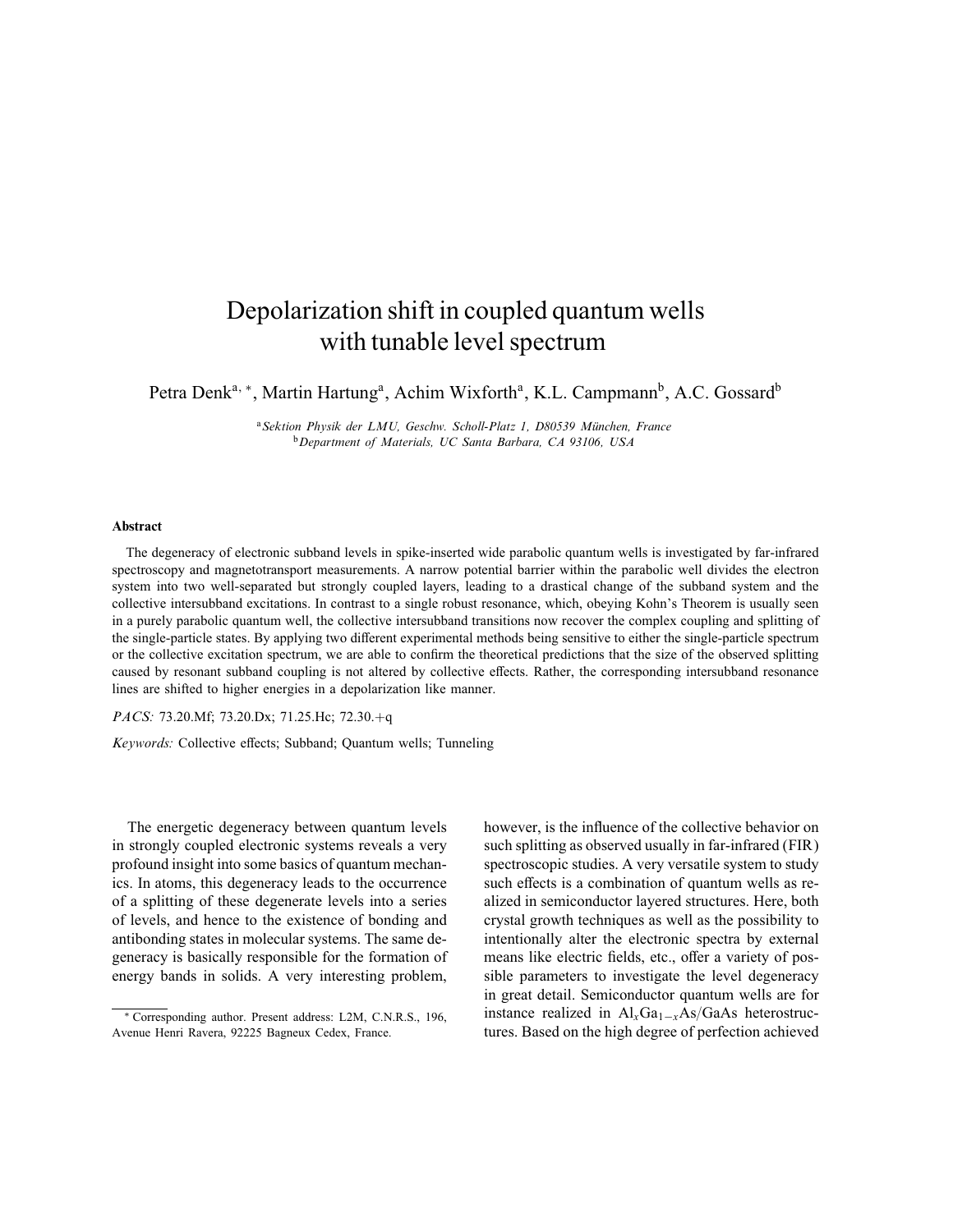# Depolarization shift in coupled quantum wells with tunable level spectrum

Petra Denk[a, *], Martin Hartung[a], Achim Wixforth[a], K.L. Campmann[b], A.C. Gossard[b]

[a] *Sektion Physik der LMU, Geschw. Scholl-Platz 1, D80539 München, France*
[b] *Department of Materials, UC Santa Barbara, CA 93106, USA*

### Abstract

The degeneracy of electronic subband levels in spike-inserted wide parabolic quantum wells is investigated by far-infrared spectroscopy and magnetotransport measurements. A narrow potential barrier within the parabolic well divides the electron system into two well-separated but strongly coupled layers, leading to a drastical change of the subband system and the collective intersubband excitations. In contrast to a single robust resonance, which, obeying Kohn's Theorem is usually seen in a purely parabolic quantum well, the collective intersubband transitions now recover the complex coupling and splitting of the single-particle states. By applying two different experimental methods being sensitive to either the single-particle spectrum or the collective excitation spectrum, we are able to confirm the theoretical predictions that the size of the observed splitting caused by resonant subband coupling is not altered by collective effects. Rather, the corresponding intersubband resonance lines are shifted to higher energies in a depolarization like manner.

*PACS:* 73.20.Mf; 73.20.Dx; 71.25.Hc; 72.30.+q

*Keywords:* Collective effects; Subband; Quantum wells; Tunneling

The energetic degeneracy between quantum levels in strongly coupled electronic systems reveals a very profound insight into some basics of quantum mechanics. In atoms, this degeneracy leads to the occurrence of a splitting of these degenerate levels into a series of levels, and hence to the existence of bonding and antibonding states in molecular systems. The same degeneracy is basically responsible for the formation of energy bands in solids. A very interesting problem, however, is the influence of the collective behavior on such splitting as observed usually in far-infrared (FIR) spectroscopic studies. A very versatile system to study such effects is a combination of quantum wells as realized in semiconductor layered structures. Here, both crystal growth techniques as well as the possibility to intentionally alter the electronic spectra by external means like electric fields, etc., offer a variety of possible parameters to investigate the level degeneracy in great detail. Semiconductor quantum wells are for instance realized in $Al_xGa_{1-x}As/GaAs$ heterostructures. Based on the high degree of perfection achieved

* Corresponding author. Present address: L2M, C.N.R.S., 196, Avenue Henri Ravera, 92225 Bagneux Cedex, France.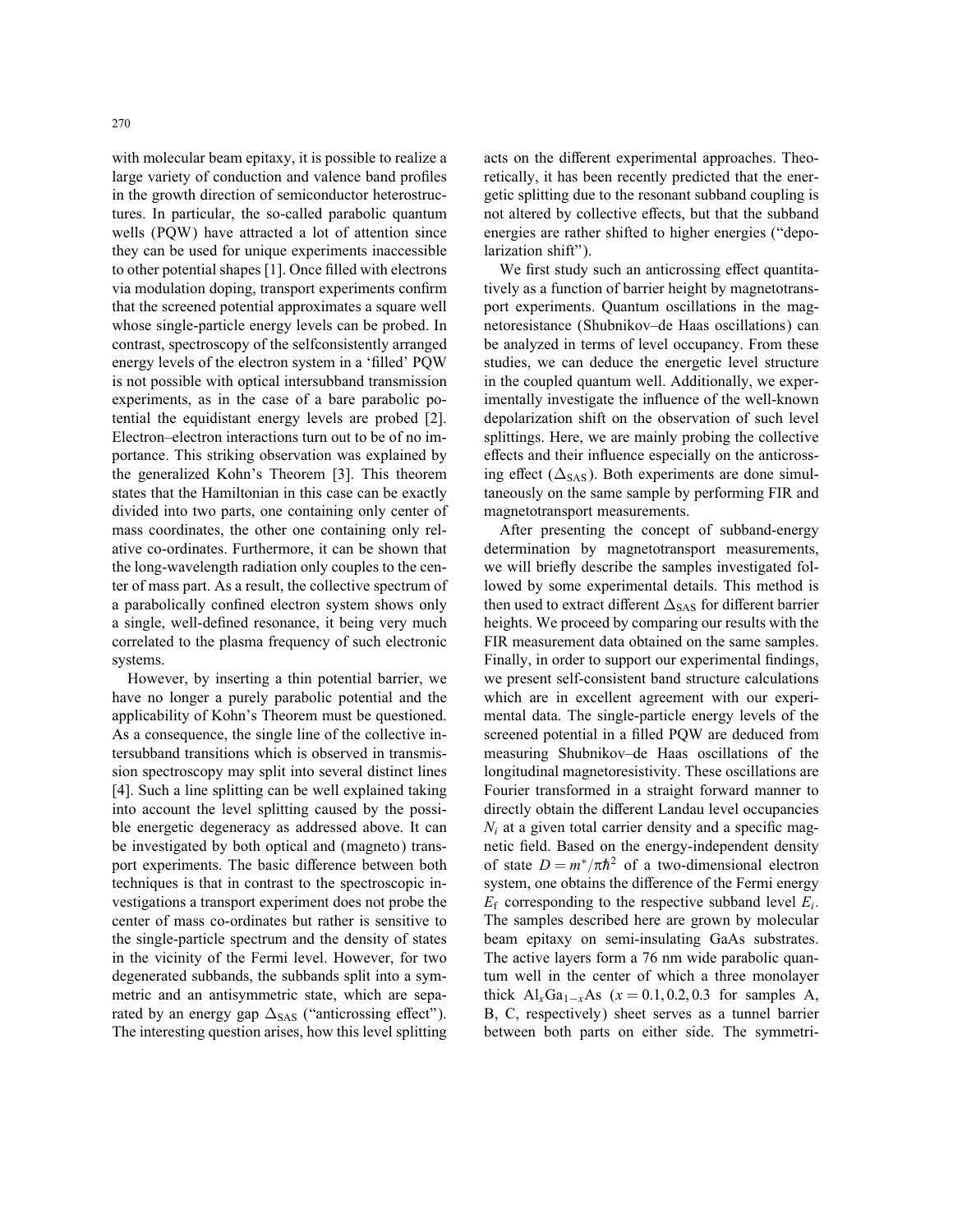with molecular beam epitaxy, it is possible to realize a large variety of conduction and valence band profiles in the growth direction of semiconductor heterostructures. In particular, the so-called parabolic quantum wells (PQW) have attracted a lot of attention since they can be used for unique experiments inaccessible to other potential shapes [1]. Once filled with electrons via modulation doping, transport experiments confirm that the screened potential approximates a square well whose single-particle energy levels can be probed. In contrast, spectroscopy of the selfconsistently arranged energy levels of the electron system in a 'filled' PQW is not possible with optical intersubband transmission experiments, as in the case of a bare parabolic potential the equidistant energy levels are probed [2]. Electron–electron interactions turn out to be of no importance. This striking observation was explained by the generalized Kohn's Theorem [3]. This theorem states that the Hamiltonian in this case can be exactly divided into two parts, one containing only center of mass coordinates, the other one containing only relative co-ordinates. Furthermore, it can be shown that the long-wavelength radiation only couples to the center of mass part. As a result, the collective spectrum of a parabolically confined electron system shows only a single, well-defined resonance, it being very much correlated to the plasma frequency of such electronic systems.

However, by inserting a thin potential barrier, we have no longer a purely parabolic potential and the applicability of Kohn's Theorem must be questioned. As a consequence, the single line of the collective intersubband transitions which is observed in transmission spectroscopy may split into several distinct lines [4]. Such a line splitting can be well explained taking into account the level splitting caused by the possible energetic degeneracy as addressed above. It can be investigated by both optical and (magneto) transport experiments. The basic difference between both techniques is that in contrast to the spectroscopic investigations a transport experiment does not probe the center of mass co-ordinates but rather is sensitive to the single-particle spectrum and the density of states in the vicinity of the Fermi level. However, for two degenerated subbands, the subbands split into a symmetric and an antisymmetric state, which are separated by an energy gap $\Delta_{\mathrm{SAS}}$ ("anticrossing effect"). The interesting question arises, how this level splitting acts on the different experimental approaches. Theoretically, it has been recently predicted that the energetic splitting due to the resonant subband coupling is not altered by collective effects, but that the subband energies are rather shifted to higher energies ("depolarization shift").

We first study such an anticrossing effect quantitatively as a function of barrier height by magnetotransport experiments. Quantum oscillations in the magnetoresistance (Shubnikov–de Haas oscillations) can be analyzed in terms of level occupancy. From these studies, we can deduce the energetic level structure in the coupled quantum well. Additionally, we experimentally investigate the influence of the well-known depolarization shift on the observation of such level splittings. Here, we are mainly probing the collective effects and their influence especially on the anticrossing effect ($\Delta_{\mathrm{SAS}}$). Both experiments are done simultaneously on the same sample by performing FIR and magnetotransport measurements.

After presenting the concept of subband-energy determination by magnetotransport measurements, we will briefly describe the samples investigated followed by some experimental details. This method is then used to extract different $\Delta_{\mathrm{SAS}}$ for different barrier heights. We proceed by comparing our results with the FIR measurement data obtained on the same samples. Finally, in order to support our experimental findings, we present self-consistent band structure calculations which are in excellent agreement with our experimental data. The single-particle energy levels of the screened potential in a filled PQW are deduced from measuring Shubnikov–de Haas oscillations of the longitudinal magnetoresistivity. These oscillations are Fourier transformed in a straight forward manner to directly obtain the different Landau level occupancies $N_i$ at a given total carrier density and a specific magnetic field. Based on the energy-independent density of state $D = m^*/\pi\hbar^2$ of a two-dimensional electron system, one obtains the difference of the Fermi energy $E_{\mathrm{f}}$ corresponding to the respective subband level $E_i$. The samples described here are grown by molecular beam epitaxy on semi-insulating GaAs substrates. The active layers form a 76 nm wide parabolic quantum well in the center of which a three monolayer thick $\mathrm{Al}_x\mathrm{Ga}_{1-x}\mathrm{As}$ ($x = 0.1, 0.2, 0.3$ for samples A, B, C, respectively) sheet serves as a tunnel barrier between both parts on either side. The symmetri-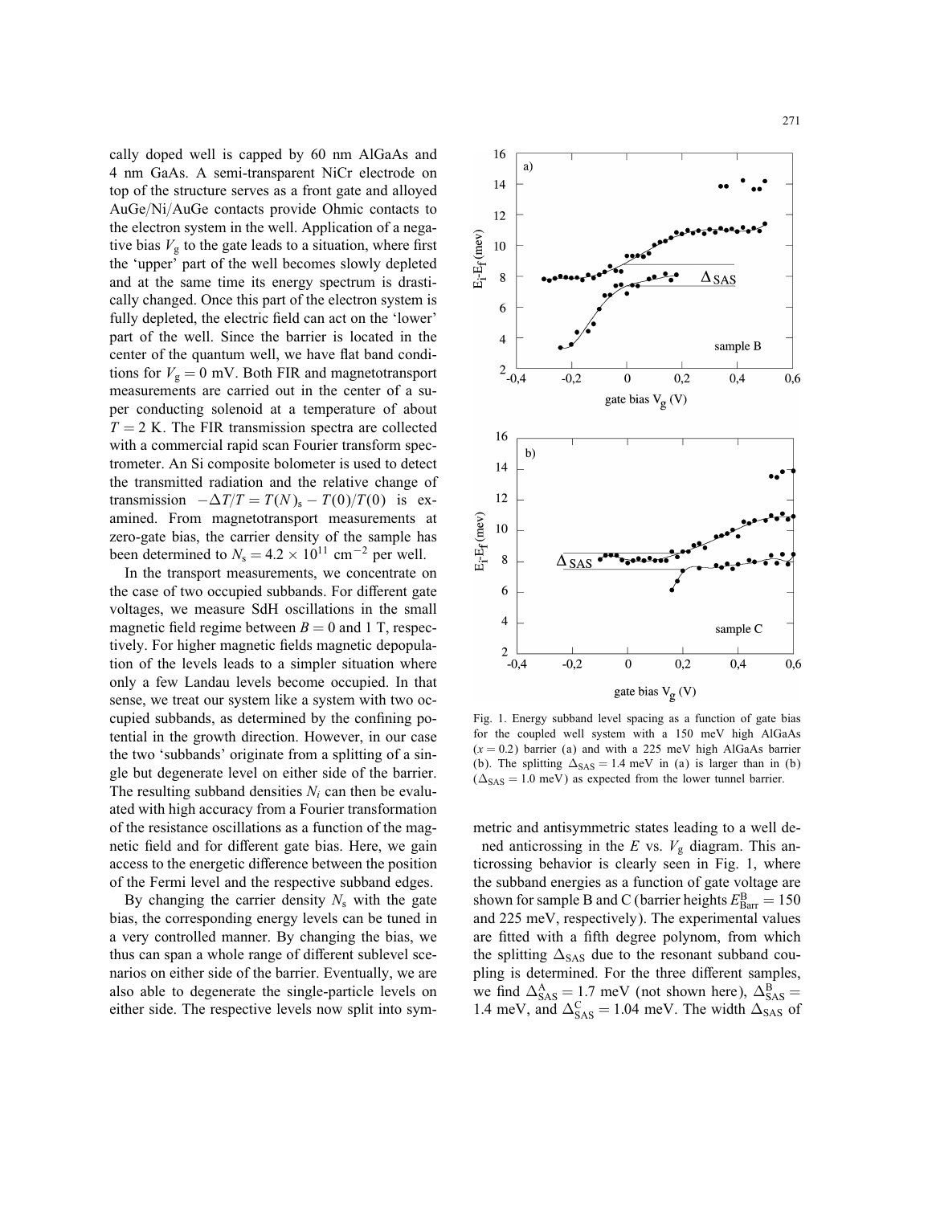cally doped well is capped by 60 nm AlGaAs and 4 nm GaAs. A semi-transparent NiCr electrode on top of the structure serves as a front gate and alloyed AuGe/Ni/AuGe contacts provide Ohmic contacts to the electron system in the well. Application of a negative bias $V_g$ to the gate leads to a situation, where first the 'upper' part of the well becomes slowly depleted and at the same time its energy spectrum is drastically changed. Once this part of the electron system is fully depleted, the electric field can act on the 'lower' part of the well. Since the barrier is located in the center of the quantum well, we have flat band conditions for $V_g = 0$ mV. Both FIR and magnetotransport measurements are carried out in the center of a super conducting solenoid at a temperature of about $T = 2$ K. The FIR transmission spectra are collected with a commercial rapid scan Fourier transform spectrometer. An Si composite bolometer is used to detect the transmitted radiation and the relative change of transmission $-\Delta T/T = T(N)_s - T(0)/T(0)$ is examined. From magnetotransport measurements at zero-gate bias, the carrier density of the sample has been determined to $N_s = 4.2 \times 10^{11}$ cm$^{-2}$ per well.

In the transport measurements, we concentrate on the case of two occupied subbands. For different gate voltages, we measure SdH oscillations in the small magnetic field regime between $B = 0$ and 1 T, respectively. For higher magnetic fields magnetic depopulation of the levels leads to a simpler situation where only a few Landau levels become occupied. In that sense, we treat our system like a system with two occupied subbands, as determined by the confining potential in the growth direction. However, in our case the two 'subbands' originate from a splitting of a single but degenerate level on either side of the barrier. The resulting subband densities $N_i$ can then be evaluated with high accuracy from a Fourier transformation of the resistance oscillations as a function of the magnetic field and for different gate bias. Here, we gain access to the energetic difference between the position of the Fermi level and the respective subband edges.

By changing the carrier density $N_s$ with the gate bias, the corresponding energy levels can be tuned in a very controlled manner. By changing the bias, we thus can span a whole range of different sublevel scenarios on either side of the barrier. Eventually, we are also able to degenerate the single-particle levels on either side. The respective levels now split into symmetric and antisymmetric states leading to a well defined anticrossing in the $E$ vs. $V_g$ diagram. This anticrossing behavior is clearly seen in Fig. 1, where the subband energies as a function of gate voltage are shown for sample B and C (barrier heights $E^{B}_{Barr} = 150$ and 225 meV, respectively). The experimental values are fitted with a fifth degree polynom, from which the splitting $\Delta_{SAS}$ due to the resonant subband coupling is determined. For the three different samples, we find $\Delta^{A}_{SAS} = 1.7$ meV (not shown here), $\Delta^{B}_{SAS} = 1.4$ meV, and $\Delta^{C}_{SAS} = 1.04$ meV. The width $\Delta_{SAS}$ of

Fig. 1. Energy subband level spacing as a function of gate bias for the coupled well system with a 150 meV high AlGaAs ($x = 0.2$) barrier (a) and with a 225 meV high AlGaAs barrier (b). The splitting $\Delta_{SAS} = 1.4$ meV in (a) is larger than in (b) ($\Delta_{SAS} = 1.0$ meV) as expected from the lower tunnel barrier.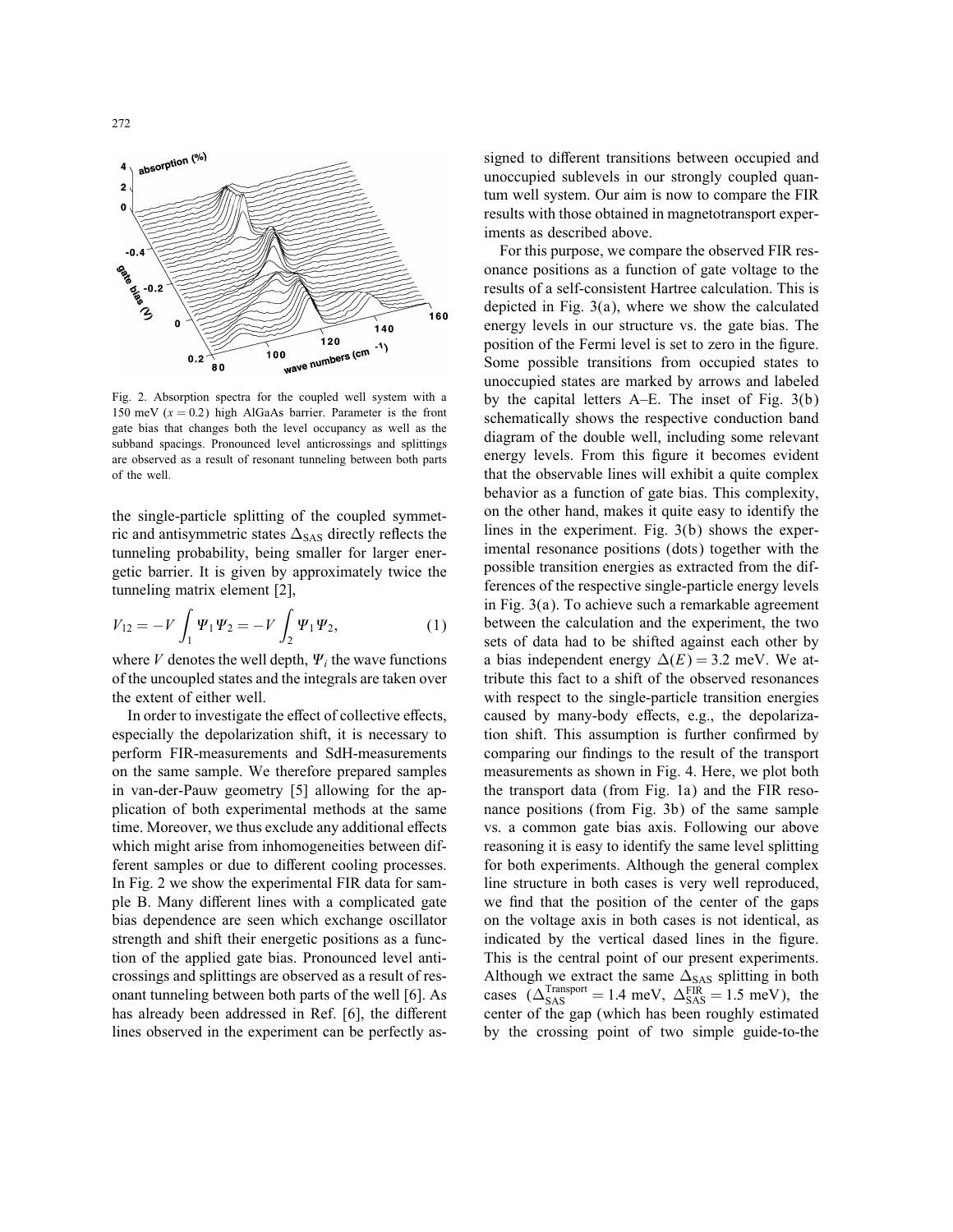Fig. 2. Absorption spectra for the coupled well system with a 150 meV ($x = 0.2$) high AlGaAs barrier. Parameter is the front gate bias that changes both the level occupancy as well as the subband spacings. Pronounced level anticrossings and splittings are observed as a result of resonant tunneling between both parts of the well.

the single-particle splitting of the coupled symmetric and antisymmetric states $\Delta_{SAS}$ directly reflects the tunneling probability, being smaller for larger energetic barrier. It is given by approximately twice the tunneling matrix element [2],

$$V_{12} = -V \int_1 \Psi_1 \Psi_2 = -V \int_2 \Psi_1 \Psi_2, \tag{1}$$

where $V$ denotes the well depth, $\Psi_i$ the wave functions of the uncoupled states and the integrals are taken over the extent of either well.

In order to investigate the effect of collective effects, especially the depolarization shift, it is necessary to perform FIR-measurements and SdH-measurements on the same sample. We therefore prepared samples in van-der-Pauw geometry [5] allowing for the application of both experimental methods at the same time. Moreover, we thus exclude any additional effects which might arise from inhomogeneities between different samples or due to different cooling processes. In Fig. 2 we show the experimental FIR data for sample B. Many different lines with a complicated gate bias dependence are seen which exchange oscillator strength and shift their energetic positions as a function of the applied gate bias. Pronounced level anticrossings and splittings are observed as a result of resonant tunneling between both parts of the well [6]. As has already been addressed in Ref. [6], the different lines observed in the experiment can be perfectly assigned to different transitions between occupied and unoccupied sublevels in our strongly coupled quantum well system. Our aim is now to compare the FIR results with those obtained in magnetotransport experiments as described above.

For this purpose, we compare the observed FIR resonance positions as a function of gate voltage to the results of a self-consistent Hartree calculation. This is depicted in Fig. 3(a), where we show the calculated energy levels in our structure vs. the gate bias. The position of the Fermi level is set to zero in the figure. Some possible transitions from occupied states to unoccupied states are marked by arrows and labeled by the capital letters A–E. The inset of Fig. 3(b) schematically shows the respective conduction band diagram of the double well, including some relevant energy levels. From this figure it becomes evident that the observable lines will exhibit a quite complex behavior as a function of gate bias. This complexity, on the other hand, makes it quite easy to identify the lines in the experiment. Fig. 3(b) shows the experimental resonance positions (dots) together with the possible transition energies as extracted from the differences of the respective single-particle energy levels in Fig. 3(a). To achieve such a remarkable agreement between the calculation and the experiment, the two sets of data had to be shifted against each other by a bias independent energy $\Delta(E) = 3.2$ meV. We attribute this fact to a shift of the observed resonances with respect to the single-particle transition energies caused by many-body effects, e.g., the depolarization shift. This assumption is further confirmed by comparing our findings to the result of the transport measurements as shown in Fig. 4. Here, we plot both the transport data (from Fig. 1a) and the FIR resonance positions (from Fig. 3b) of the same sample vs. a common gate bias axis. Following our above reasoning it is easy to identify the same level splitting for both experiments. Although the general complex line structure in both cases is very well reproduced, we find that the position of the center of the gaps on the voltage axis in both cases is not identical, as indicated by the vertical dased lines in the figure. This is the central point of our present experiments. Although we extract the same $\Delta_{SAS}$ splitting in both cases ($\Delta_{SAS}^{Transport} = 1.4$ meV, $\Delta_{SAS}^{FIR} = 1.5$ meV), the center of the gap (which has been roughly estimated by the crossing point of two simple guide-to-the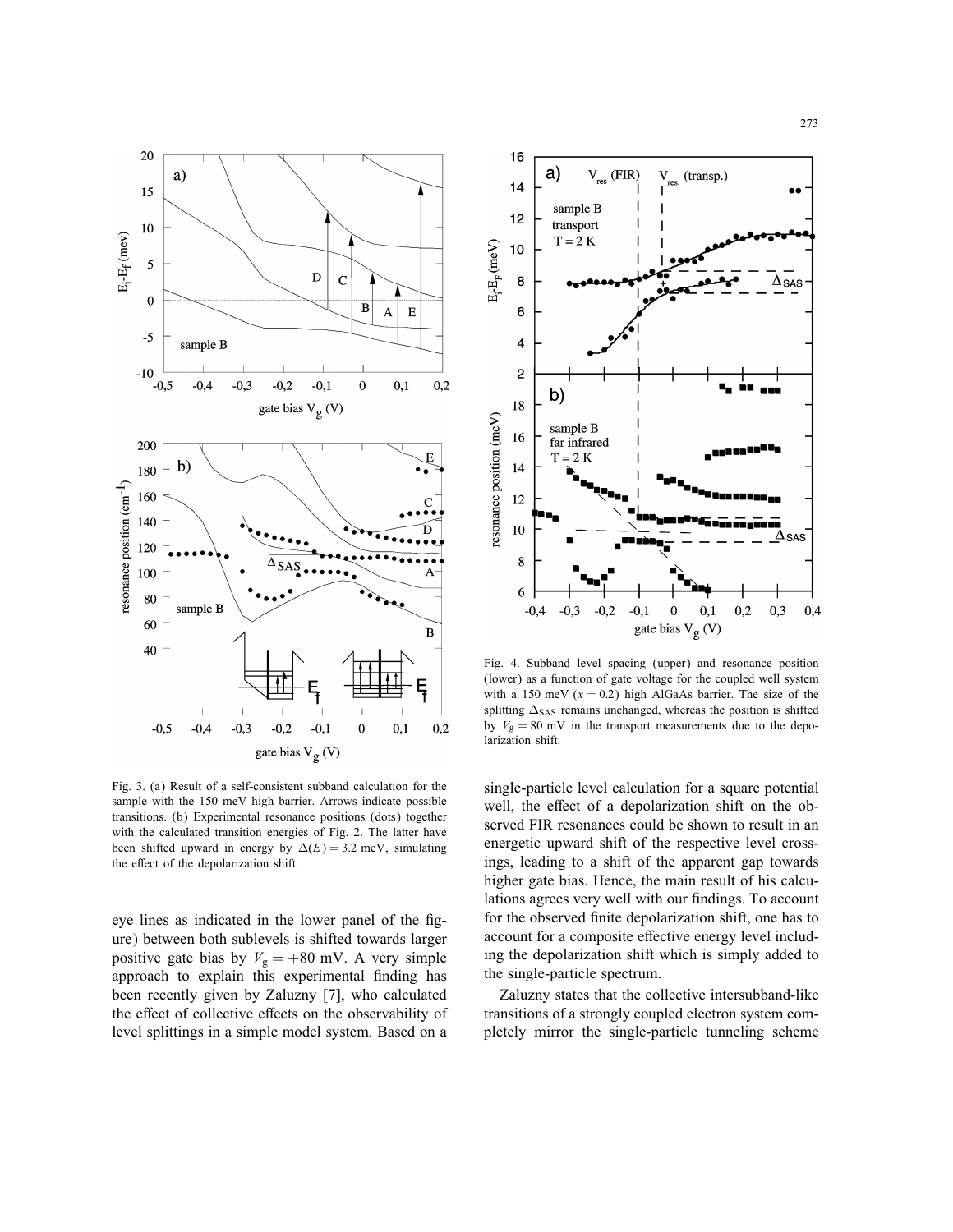Fig. 3. (a) Result of a self-consistent subband calculation for the sample with the 150 meV high barrier. Arrows indicate possible transitions. (b) Experimental resonance positions (dots) together with the calculated transition energies of Fig. 2. The latter have been shifted upward in energy by $\Delta(E) = 3.2$ meV, simulating the effect of the depolarization shift.

eye lines as indicated in the lower panel of the figure) between both sublevels is shifted towards larger positive gate bias by $V_g = +80$ mV. A very simple approach to explain this experimental finding has been recently given by Zaluzny [7], who calculated the effect of collective effects on the observability of level splittings in a simple model system. Based on a

Fig. 4. Subband level spacing (upper) and resonance position (lower) as a function of gate voltage for the coupled well system with a 150 meV ($x = 0.2$) high AlGaAs barrier. The size of the splitting $\Delta_{SAS}$ remains unchanged, whereas the position is shifted by $V_g = 80$ mV in the transport measurements due to the depolarization shift.

single-particle level calculation for a square potential well, the effect of a depolarization shift on the observed FIR resonances could be shown to result in an energetic upward shift of the respective level crossings, leading to a shift of the apparent gap towards higher gate bias. Hence, the main result of his calculations agrees very well with our findings. To account for the observed finite depolarization shift, one has to account for a composite effective energy level including the depolarization shift which is simply added to the single-particle spectrum.

Zaluzny states that the collective intersubband-like transitions of a strongly coupled electron system completely mirror the single-particle tunneling scheme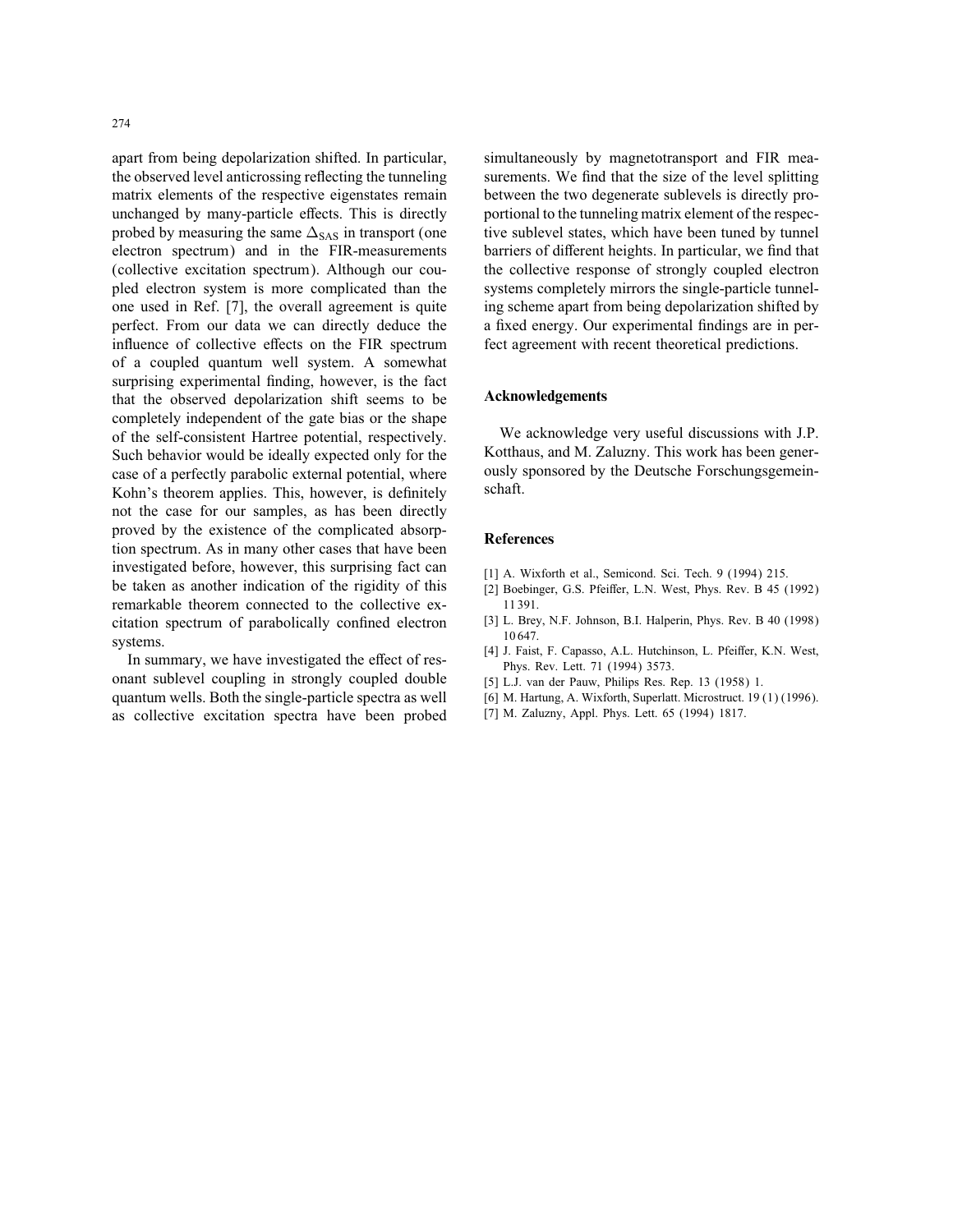apart from being depolarization shifted. In particular, the observed level anticrossing reflecting the tunneling matrix elements of the respective eigenstates remain unchanged by many-particle effects. This is directly probed by measuring the same $\Delta_{SAS}$ in transport (one electron spectrum) and in the FIR-measurements (collective excitation spectrum). Although our coupled electron system is more complicated than the one used in Ref. [7], the overall agreement is quite perfect. From our data we can directly deduce the influence of collective effects on the FIR spectrum of a coupled quantum well system. A somewhat surprising experimental finding, however, is the fact that the observed depolarization shift seems to be completely independent of the gate bias or the shape of the self-consistent Hartree potential, respectively. Such behavior would be ideally expected only for the case of a perfectly parabolic external potential, where Kohn's theorem applies. This, however, is definitely not the case for our samples, as has been directly proved by the existence of the complicated absorption spectrum. As in many other cases that have been investigated before, however, this surprising fact can be taken as another indication of the rigidity of this remarkable theorem connected to the collective excitation spectrum of parabolically confined electron systems.

In summary, we have investigated the effect of resonant sublevel coupling in strongly coupled double quantum wells. Both the single-particle spectra as well as collective excitation spectra have been probed simultaneously by magnetotransport and FIR measurements. We find that the size of the level splitting between the two degenerate sublevels is directly proportional to the tunneling matrix element of the respective sublevel states, which have been tuned by tunnel barriers of different heights. In particular, we find that the collective response of strongly coupled electron systems completely mirrors the single-particle tunneling scheme apart from being depolarization shifted by a fixed energy. Our experimental findings are in perfect agreement with recent theoretical predictions.

## Acknowledgements

We acknowledge very useful discussions with J.P. Kotthaus, and M. Zaluzny. This work has been generously sponsored by the Deutsche Forschungsgemeinschaft.

## References

[1] A. Wixforth et al., Semicond. Sci. Tech. 9 (1994) 215.

[2] Boebinger, G.S. Pfeiffer, L.N. West, Phys. Rev. B 45 (1992) 11 391.

[3] L. Brey, N.F. Johnson, B.I. Halperin, Phys. Rev. B 40 (1998) 10 647.

[4] J. Faist, F. Capasso, A.L. Hutchinson, L. Pfeiffer, K.N. West, Phys. Rev. Lett. 71 (1994) 3573.

[5] L.J. van der Pauw, Philips Res. Rep. 13 (1958) 1.

[6] M. Hartung, A. Wixforth, Superlatt. Microstruct. 19 (1) (1996).

[7] M. Zaluzny, Appl. Phys. Lett. 65 (1994) 1817.